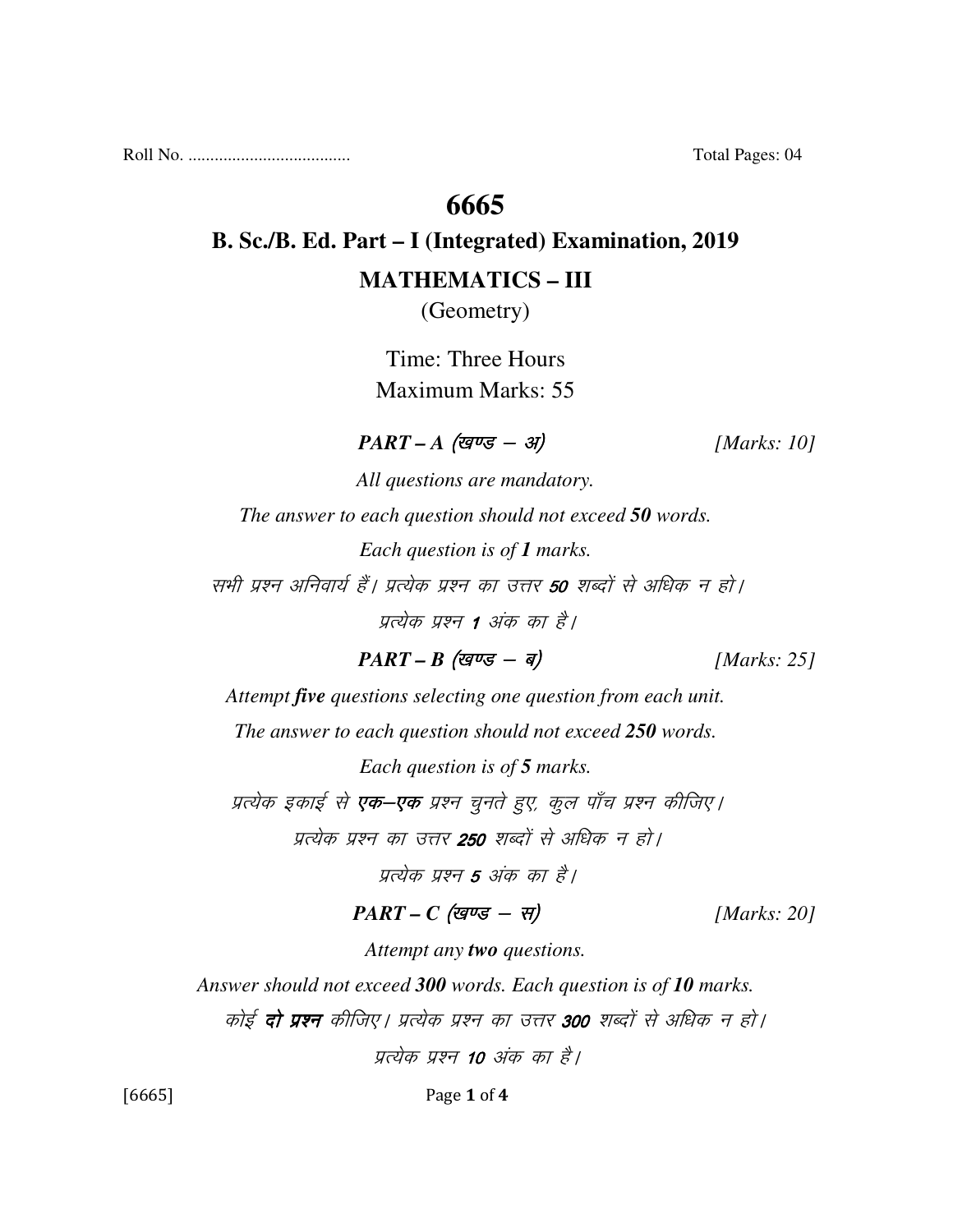Roll No. .................................... Total Pages: 04

# 6665

## B. Sc./B. Ed. Part – I (Integrated) Examination, 2019

## MATHEMATICS – III

(Geometry)

Time: Three Hours

Maximum Marks: 55

***PART – A (खण्ड – अ)*** *[Marks: 10]*

*All questions are mandatory.*

*The answer to each question should not exceed **50** words.*

*Each question is of **1** marks.*

*सभी प्रश्न अनिवार्य हैं। प्रत्येक प्रश्न का उत्तर **50** शब्दों से अधिक न हो।*

*प्रत्येक प्रश्न **1** अंक का है।*

***PART – B (खण्ड – ब)*** *[Marks: 25]*

*Attempt **five** questions selecting one question from each unit.*

*The answer to each question should not exceed **250** words.*

*Each question is of **5** marks.*

*प्रत्येक इकाई से **एक–एक** प्रश्न चुनते हुए, कुल पाँच प्रश्न कीजिए।*

*प्रत्येक प्रश्न का उत्तर **250** शब्दों से अधिक न हो।*

*प्रत्येक प्रश्न **5** अंक का है।*

***PART – C (खण्ड – स)*** *[Marks: 20]*

*Attempt any **two** questions.*

*Answer should not exceed **300** words. Each question is of **10** marks.*

*कोई **दो प्रश्न** कीजिए। प्रत्येक प्रश्न का उत्तर **300** शब्दों से अधिक न हो।*

*प्रत्येक प्रश्न **10** अंक का है।*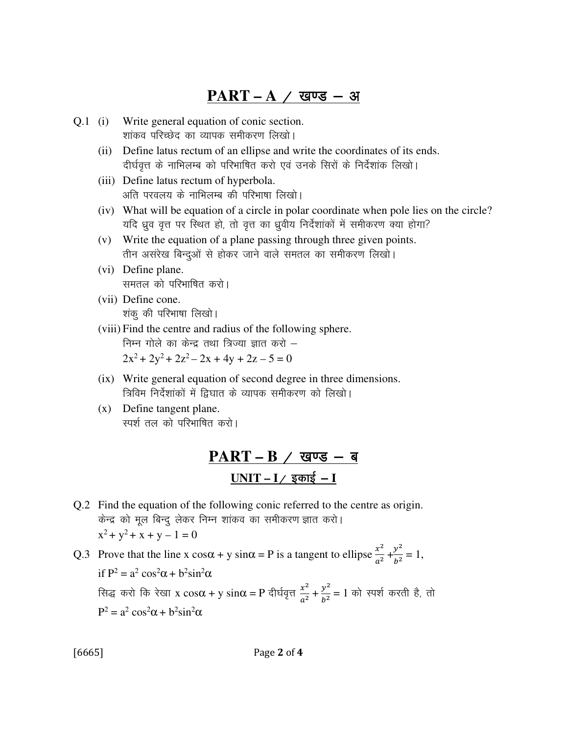## PART – A / खण्ड – अ

Q.1 (i) Write general equation of conic section.
शांकव परिच्छेद का व्यापक समीकरण लिखो।

(ii) Define latus rectum of an ellipse and write the coordinates of its ends.
दीर्घवृत्त के नाभिलम्ब को परिभाषित करो एवं उनके सिरों के निर्देशांक लिखो।

(iii) Define latus rectum of hyperbola.
अति परवलय के नाभिलम्ब की परिभाषा लिखो।

(iv) What will be equation of a circle in polar coordinate when pole lies on the circle?
यदि ध्रुव वृत्त पर स्थित हो, तो वृत्त का ध्रुवीय निर्देशांकों में समीकरण क्या होगा?

(v) Write the equation of a plane passing through three given points.
तीन असंरेख बिन्दुओं से होकर जाने वाले समतल का समीकरण लिखो।

(vi) Define plane.
समतल को परिभाषित करो।

(vii) Define cone.
शंकु की परिभाषा लिखो।

(viii) Find the centre and radius of the following sphere.
निम्न गोले का केन्द्र तथा त्रिज्या ज्ञात करो –
$2x^2 + 2y^2 + 2z^2 - 2x + 4y + 2z - 5 = 0$

(ix) Write general equation of second degree in three dimensions.
त्रिविम निर्देशांकों में द्विघात के व्यापक समीकरण को लिखो।

(x) Define tangent plane.
स्पर्श तल को परिभाषित करो।

## PART – B / खण्ड – ब

### UNIT – I / इकाई – I

Q.2 Find the equation of the following conic referred to the centre as origin.
केन्द्र को मूल बिन्दु लेकर निम्न शांकव का समीकरण ज्ञात करो।
$x^2 + y^2 + x + y - 1 = 0$

Q.3 Prove that the line $x \cos\alpha + y \sin\alpha = P$ is a tangent to ellipse $\frac{x^2}{a^2} + \frac{y^2}{b^2} = 1$,
if $P^2 = a^2 \cos^2\alpha + b^2 \sin^2\alpha$

सिद्ध करो कि रेखा $x \cos\alpha + y \sin\alpha = P$ दीर्घवृत्त $\frac{x^2}{a^2} + \frac{y^2}{b^2} = 1$ को स्पर्श करती है, तो
$P^2 = a^2 \cos^2\alpha + b^2 \sin^2\alpha$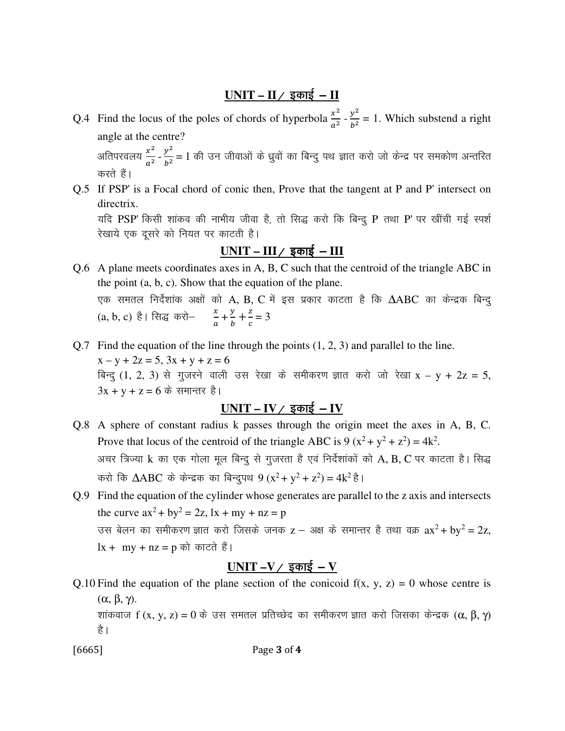## UNIT – II / इकाई – II

Q.4 Find the locus of the poles of chords of hyperbola $\frac{x^2}{a^2} - \frac{y^2}{b^2} = 1$. Which substend a right angle at the centre?

अतिपरवलय $\frac{x^2}{a^2} - \frac{y^2}{b^2} = 1$ की उन जीवाओं के ध्रुवों का बिन्दु पथ ज्ञात करो जो केन्द्र पर समकोण अन्तरित करते हैं।

Q.5 If PSP' is a Focal chord of conic then, Prove that the tangent at P and P' intersect on directrix.

यदि PSP' किसी शांकव की नाभीय जीवा है, तो सिद्ध करो कि बिन्दु P तथा P' पर खींची गई स्पर्श रेखाये एक दूसरे को नियत पर काटती है।

## UNIT – III / इकाई – III

Q.6 A plane meets coordinates axes in A, B, C such that the centroid of the triangle ABC in the point (a, b, c). Show that the equation of the plane.

एक समतल निर्देशांक अक्षों को A, B, C में इस प्रकार काटता है कि ΔABC का केन्द्रक बिन्दु (a, b, c) है। सिद्ध करो– $\frac{x}{a} + \frac{y}{b} + \frac{z}{c} = 3$

Q.7 Find the equation of the line through the points (1, 2, 3) and parallel to the line.

$x - y + 2z = 5, 3x + y + z = 6$

बिन्दु (1, 2, 3) से गुजरने वाली उस रेखा के समीकरण ज्ञात करो जो रेखा $x - y + 2z = 5$, $3x + y + z = 6$ के समान्तर है।

## UNIT – IV / इकाई – IV

Q.8 A sphere of constant radius k passes through the origin meet the axes in A, B, C. Prove that locus of the centroid of the triangle ABC is $9(x^2 + y^2 + z^2) = 4k^2$.

अचर त्रिज्या k का एक गोला मूल बिन्दु से गुजरता है एवं निर्देशांकों को A, B, C पर काटता है। सिद्ध करो कि ΔABC के केन्द्रक का बिन्दुपथ $9(x^2 + y^2 + z^2) = 4k^2$ है।

Q.9 Find the equation of the cylinder whose generates are parallel to the z axis and intersects the curve $ax^2 + by^2 = 2z$, $lx + my + nz = p$

उस बेलन का समीकरण ज्ञात करो जिसके जनक z – अक्ष के समान्तर है तथा वक्र $ax^2 + by^2 = 2z$, $lx + my + nz = p$ को काटते हैं।

## UNIT –V / इकाई – V

Q.10 Find the equation of the plane section of the conicoid $f(x, y, z) = 0$ whose centre is $(\alpha, \beta, \gamma)$.

शांकवाज $f(x, y, z) = 0$ के उस समतल प्रतिच्छेद का समीकरण ज्ञात करो जिसका केन्द्रक $(\alpha, \beta, \gamma)$ है।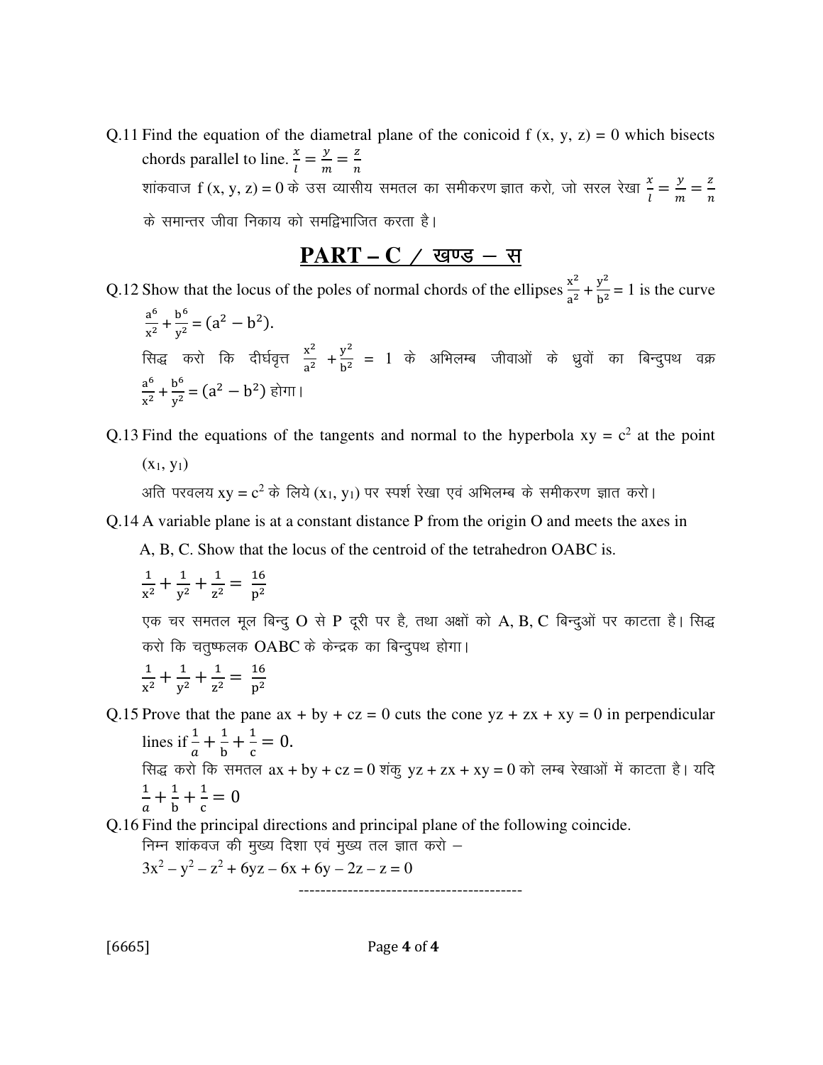Q.11 Find the equation of the diametral plane of the conicoid f (x, y, z) = 0 which bisects chords parallel to line. $\frac{x}{l} = \frac{y}{m} = \frac{z}{n}$

शांकवाज f (x, y, z) = 0 के उस व्यासीय समतल का समीकरण ज्ञात करो, जो सरल रेखा $\frac{x}{l} = \frac{y}{m} = \frac{z}{n}$ के समान्तर जीवा निकाय को समद्विभाजित करता है।

## PART – C / खण्ड – स

Q.12 Show that the locus of the poles of normal chords of the ellipses $\frac{x^2}{a^2} + \frac{y^2}{b^2} = 1$ is the curve $\frac{a^6}{x^2} + \frac{b^6}{y^2} = (a^2 - b^2)$.

सिद्ध करो कि दीर्घवृत्त $\frac{x^2}{a^2} + \frac{y^2}{b^2} = 1$ के अभिलम्ब जीवाओं के ध्रुवों का बिन्दुपथ वक्र $\frac{a^6}{x^2} + \frac{b^6}{y^2} = (a^2 - b^2)$ होगा।

Q.13 Find the equations of the tangents and normal to the hyperbola $xy = c^2$ at the point $(x_1, y_1)$

अति परवलय $xy = c^2$ के लिये $(x_1, y_1)$ पर स्पर्श रेखा एवं अभिलम्ब के समीकरण ज्ञात करो।

Q.14 A variable plane is at a constant distance P from the origin O and meets the axes in A, B, C. Show that the locus of the centroid of the tetrahedron OABC is.

$$\frac{1}{x^2} + \frac{1}{y^2} + \frac{1}{z^2} = \frac{16}{p^2}$$

एक चर समतल मूल बिन्दु O से P दूरी पर है, तथा अक्षों को A, B, C बिन्दुओं पर काटता है। सिद्ध करो कि चतुष्फलक OABC के केन्द्रक का बिन्दुपथ होगा।

$$\frac{1}{x^2} + \frac{1}{y^2} + \frac{1}{z^2} = \frac{16}{p^2}$$

Q.15 Prove that the pane ax + by + cz = 0 cuts the cone yz + zx + xy = 0 in perpendicular lines if $\frac{1}{a} + \frac{1}{b} + \frac{1}{c} = 0.$

सिद्ध करो कि समतल ax + by + cz = 0 शंकु yz + zx + xy = 0 को लम्ब रेखाओं में काटता है। यदि $\frac{1}{a} + \frac{1}{b} + \frac{1}{c} = 0$

Q.16 Find the principal directions and principal plane of the following coincide.

निम्न शांकवज की मुख्य दिशा एवं मुख्य तल ज्ञात करो –

$$3x^2 - y^2 - z^2 + 6yz - 6x + 6y - 2z - z = 0$$

-----------------------------------------

[6665]